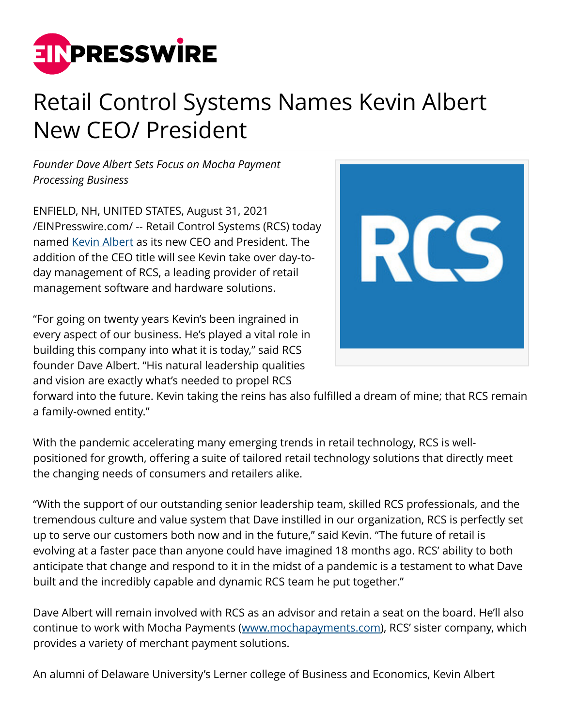# Retail Control Systems Names Kevin Albert New CEO/ President

*Founder Dave Albert Sets Focus on Mocha Payment Processing Business*

ENFIELD, NH, UNITED STATES, August 31, 2021 /EINPresswire.com/ -- Retail Control Systems (RCS) today named Kevin Albert as its new CEO and President. The addition of the CEO title will see Kevin take over day-to-day management of RCS, a leading provider of retail management software and hardware solutions.

"For going on twenty years Kevin's been ingrained in every aspect of our business. He's played a vital role in building this company into what it is today," said RCS founder Dave Albert. "His natural leadership qualities and vision are exactly what's needed to propel RCS forward into the future. Kevin taking the reins has also fulfilled a dream of mine; that RCS remain a family-owned entity."

With the pandemic accelerating many emerging trends in retail technology, RCS is well-positioned for growth, offering a suite of tailored retail technology solutions that directly meet the changing needs of consumers and retailers alike.

"With the support of our outstanding senior leadership team, skilled RCS professionals, and the tremendous culture and value system that Dave instilled in our organization, RCS is perfectly set up to serve our customers both now and in the future," said Kevin. "The future of retail is evolving at a faster pace than anyone could have imagined 18 months ago. RCS' ability to both anticipate that change and respond to it in the midst of a pandemic is a testament to what Dave built and the incredibly capable and dynamic RCS team he put together."

Dave Albert will remain involved with RCS as an advisor and retain a seat on the board. He'll also continue to work with Mocha Payments (www.mochapayments.com), RCS' sister company, which provides a variety of merchant payment solutions.

An alumni of Delaware University's Lerner college of Business and Economics, Kevin Albert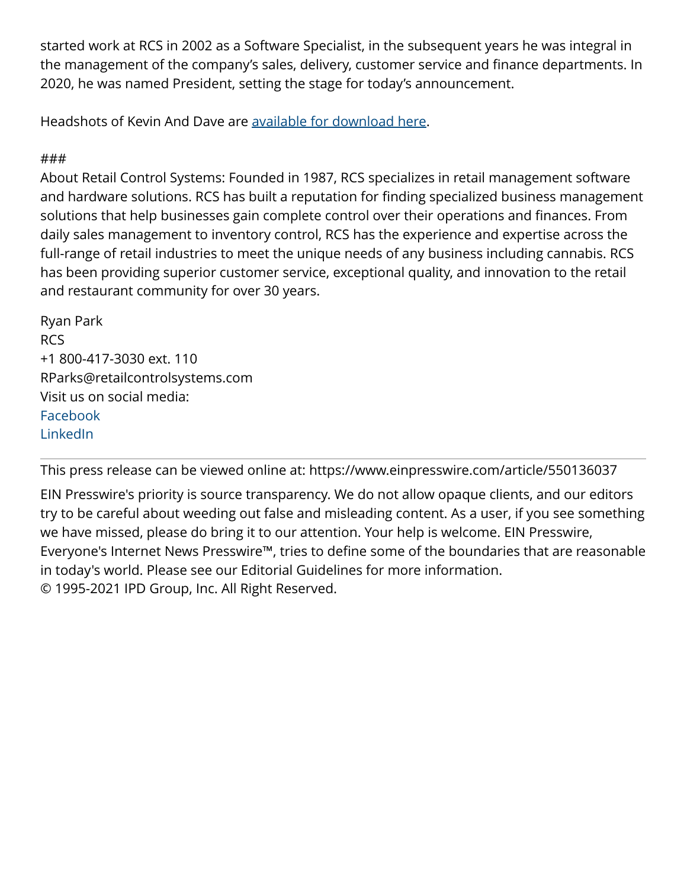started work at RCS in 2002 as a Software Specialist, in the subsequent years he was integral in the management of the company's sales, delivery, customer service and finance departments. In 2020, he was named President, setting the stage for today's announcement.

Headshots of Kevin And Dave are [available for download here](#).

###

About Retail Control Systems: Founded in 1987, RCS specializes in retail management software and hardware solutions. RCS has built a reputation for finding specialized business management solutions that help businesses gain complete control over their operations and finances. From daily sales management to inventory control, RCS has the experience and expertise across the full-range of retail industries to meet the unique needs of any business including cannabis. RCS has been providing superior customer service, exceptional quality, and innovation to the retail and restaurant community for over 30 years.

Ryan Park
RCS
+1 800-417-3030 ext. 110
RParks@retailcontrolsystems.com
Visit us on social media:
Facebook
LinkedIn

---

This press release can be viewed online at: https://www.einpresswire.com/article/550136037

EIN Presswire's priority is source transparency. We do not allow opaque clients, and our editors try to be careful about weeding out false and misleading content. As a user, if you see something we have missed, please do bring it to our attention. Your help is welcome. EIN Presswire, Everyone's Internet News Presswire™, tries to define some of the boundaries that are reasonable in today's world. Please see our Editorial Guidelines for more information.
© 1995-2021 IPD Group, Inc. All Right Reserved.